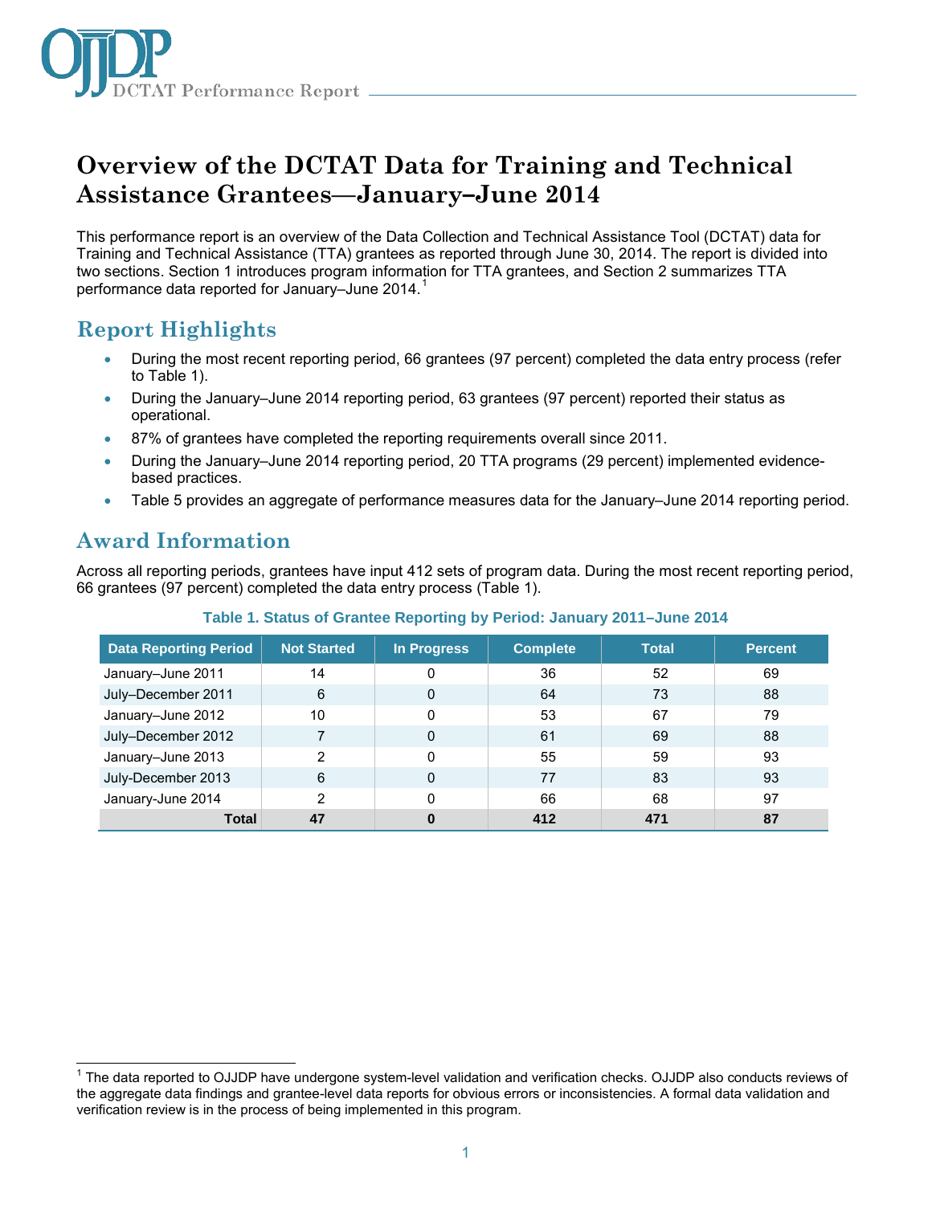OJJDP DCTAT Performance Report

# Overview of the DCTAT Data for Training and Technical Assistance Grantees—January–June 2014

This performance report is an overview of the Data Collection and Technical Assistance Tool (DCTAT) data for Training and Technical Assistance (TTA) grantees as reported through June 30, 2014. The report is divided into two sections. Section 1 introduces program information for TTA grantees, and Section 2 summarizes TTA performance data reported for January–June 2014.[1]

## Report Highlights

- During the most recent reporting period, 66 grantees (97 percent) completed the data entry process (refer to Table 1).
- During the January–June 2014 reporting period, 63 grantees (97 percent) reported their status as operational.
- 87% of grantees have completed the reporting requirements overall since 2011.
- During the January–June 2014 reporting period, 20 TTA programs (29 percent) implemented evidence-based practices.
- Table 5 provides an aggregate of performance measures data for the January–June 2014 reporting period.

## Award Information

Across all reporting periods, grantees have input 412 sets of program data. During the most recent reporting period, 66 grantees (97 percent) completed the data entry process (Table 1).

**Table 1. Status of Grantee Reporting by Period: January 2011–June 2014**

| Data Reporting Period | Not Started | In Progress | Complete | Total | Percent |
|---|---|---|---|---|---|
| January–June 2011 | 14 | 0 | 36 | 52 | 69 |
| July–December 2011 | 6 | 0 | 64 | 73 | 88 |
| January–June 2012 | 10 | 0 | 53 | 67 | 79 |
| July–December 2012 | 7 | 0 | 61 | 69 | 88 |
| January–June 2013 | 2 | 0 | 55 | 59 | 93 |
| July-December 2013 | 6 | 0 | 77 | 83 | 93 |
| January-June 2014 | 2 | 0 | 66 | 68 | 97 |
| **Total** | **47** | **0** | **412** | **471** | **87** |

[1] The data reported to OJJDP have undergone system-level validation and verification checks. OJJDP also conducts reviews of the aggregate data findings and grantee-level data reports for obvious errors or inconsistencies. A formal data validation and verification review is in the process of being implemented in this program.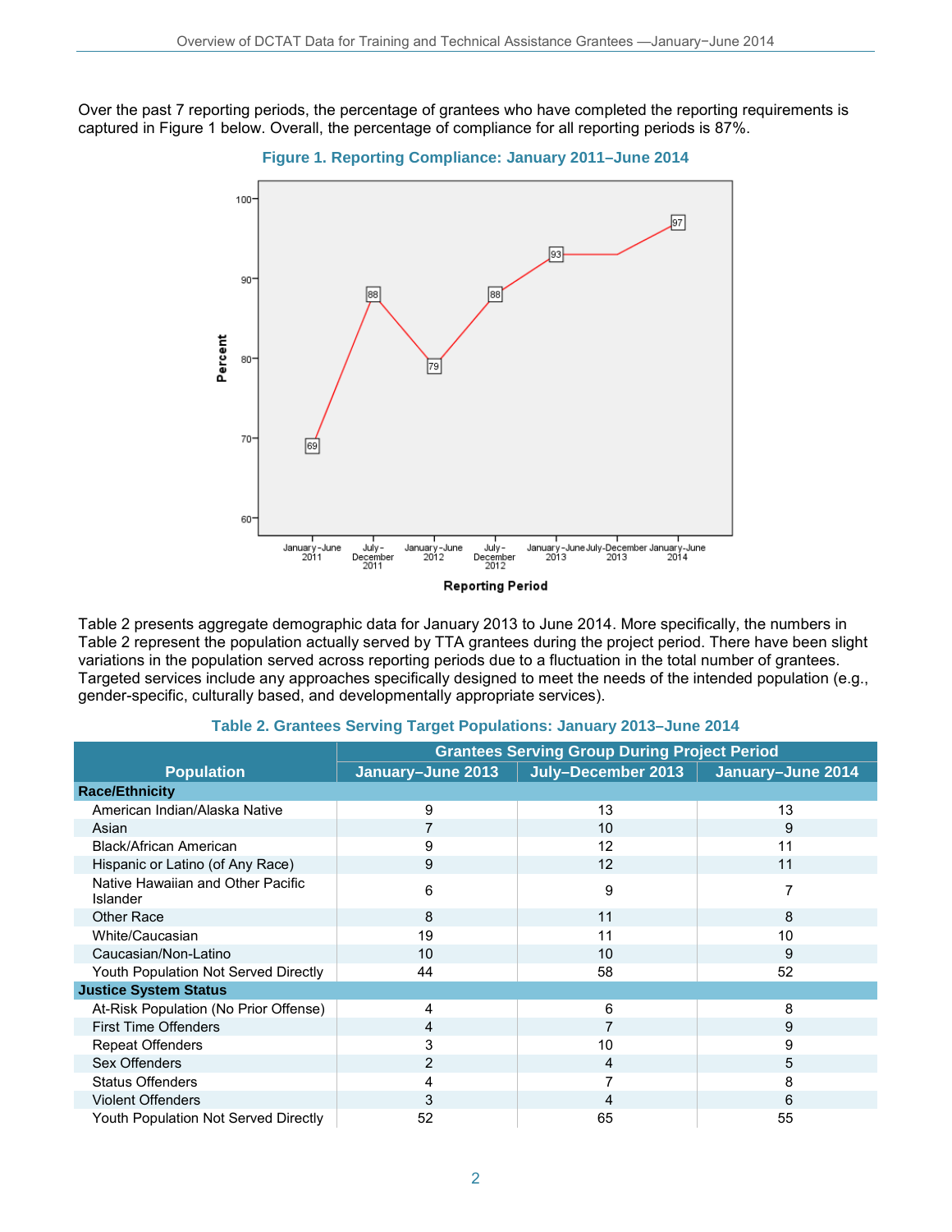Over the past 7 reporting periods, the percentage of grantees who have completed the reporting requirements is captured in Figure 1 below. Overall, the percentage of compliance for all reporting periods is 87%.

**Figure 1. Reporting Compliance: January 2011–June 2014**

Table 2 presents aggregate demographic data for January 2013 to June 2014. More specifically, the numbers in Table 2 represent the population actually served by TTA grantees during the project period. There have been slight variations in the population served across reporting periods due to a fluctuation in the total number of grantees. Targeted services include any approaches specifically designed to meet the needs of the intended population (e.g., gender-specific, culturally based, and developmentally appropriate services).

**Table 2. Grantees Serving Target Populations: January 2013–June 2014**

| Population | Grantees Serving Group During Project Period | | |
|---|---|---|---|
| | January–June 2013 | July–December 2013 | January–June 2014 |
| **Race/Ethnicity** | | | |
| American Indian/Alaska Native | 9 | 13 | 13 |
| Asian | 7 | 10 | 9 |
| Black/African American | 9 | 12 | 11 |
| Hispanic or Latino (of Any Race) | 9 | 12 | 11 |
| Native Hawaiian and Other Pacific Islander | 6 | 9 | 7 |
| Other Race | 8 | 11 | 8 |
| White/Caucasian | 19 | 11 | 10 |
| Caucasian/Non-Latino | 10 | 10 | 9 |
| Youth Population Not Served Directly | 44 | 58 | 52 |
| **Justice System Status** | | | |
| At-Risk Population (No Prior Offense) | 4 | 6 | 8 |
| First Time Offenders | 4 | 7 | 9 |
| Repeat Offenders | 3 | 10 | 9 |
| Sex Offenders | 2 | 4 | 5 |
| Status Offenders | 4 | 7 | 8 |
| Violent Offenders | 3 | 4 | 6 |
| Youth Population Not Served Directly | 52 | 65 | 55 |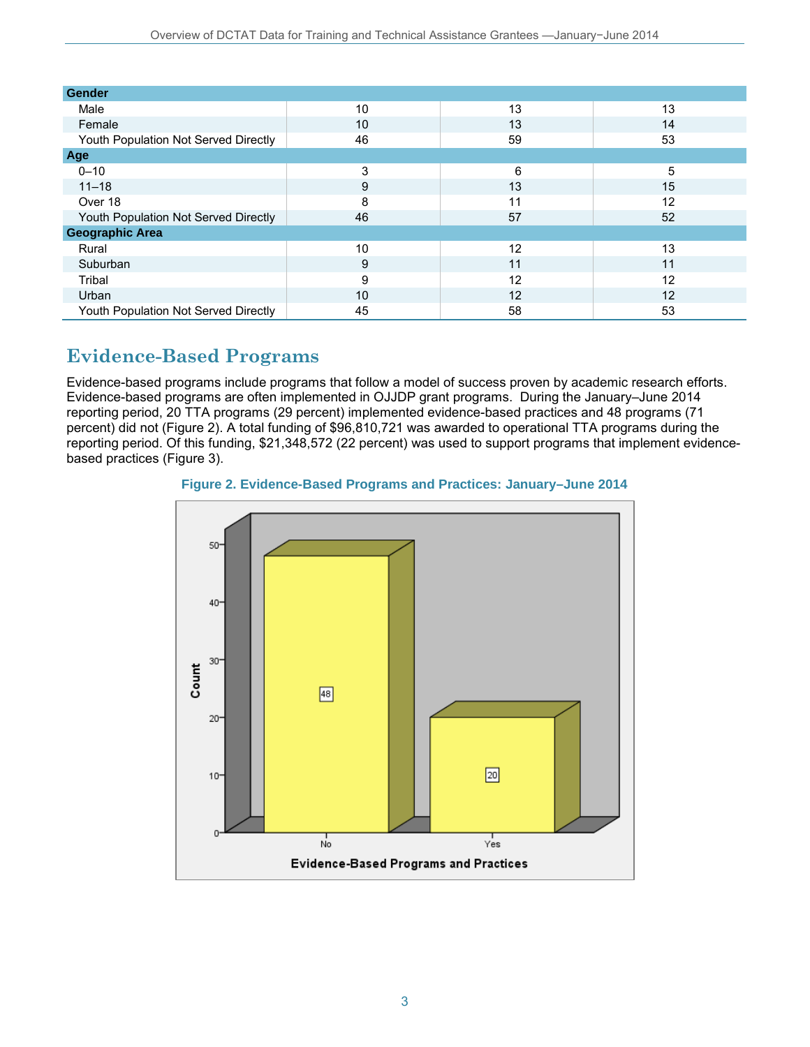| | | | |
|---|---|---|---|
| **Gender** | | | |
| Male | 10 | 13 | 13 |
| Female | 10 | 13 | 14 |
| Youth Population Not Served Directly | 46 | 59 | 53 |
| **Age** | | | |
| 0–10 | 3 | 6 | 5 |
| 11–18 | 9 | 13 | 15 |
| Over 18 | 8 | 11 | 12 |
| Youth Population Not Served Directly | 46 | 57 | 52 |
| **Geographic Area** | | | |
| Rural | 10 | 12 | 13 |
| Suburban | 9 | 11 | 11 |
| Tribal | 9 | 12 | 12 |
| Urban | 10 | 12 | 12 |
| Youth Population Not Served Directly | 45 | 58 | 53 |

## Evidence-Based Programs

Evidence-based programs include programs that follow a model of success proven by academic research efforts. Evidence-based programs are often implemented in OJJDP grant programs. During the January–June 2014 reporting period, 20 TTA programs (29 percent) implemented evidence-based practices and 48 programs (71 percent) did not (Figure 2). A total funding of $96,810,721 was awarded to operational TTA programs during the reporting period. Of this funding, $21,348,572 (22 percent) was used to support programs that implement evidence-based practices (Figure 3).

**Figure 2. Evidence-Based Programs and Practices: January–June 2014**

| Evidence-Based Programs and Practices | Count |
|---|---|
| No | 48 |
| Yes | 20 |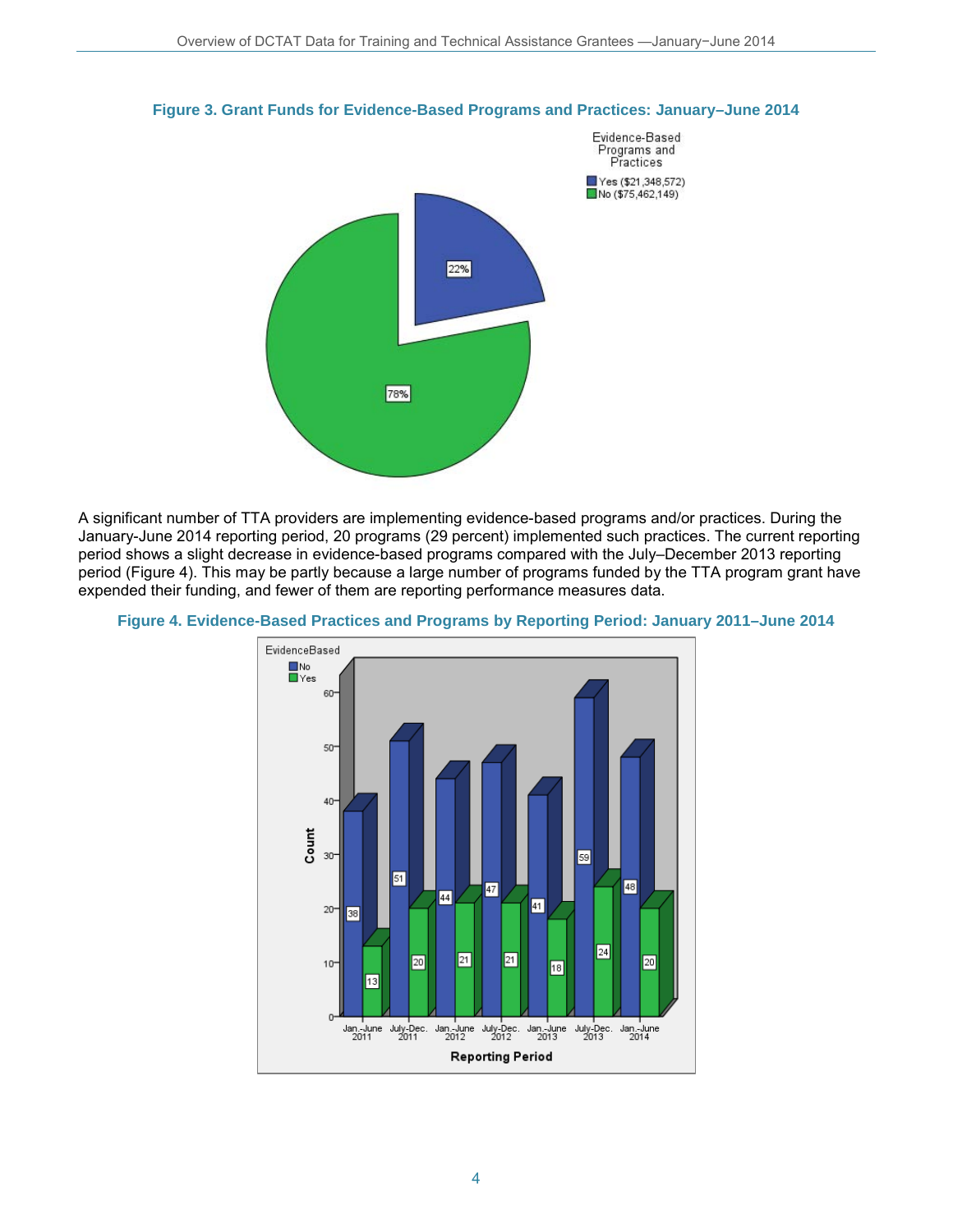**Figure 3. Grant Funds for Evidence-Based Programs and Practices: January–June 2014**

A significant number of TTA providers are implementing evidence-based programs and/or practices. During the January-June 2014 reporting period, 20 programs (29 percent) implemented such practices. The current reporting period shows a slight decrease in evidence-based programs compared with the July–December 2013 reporting period (Figure 4). This may be partly because a large number of programs funded by the TTA program grant have expended their funding, and fewer of them are reporting performance measures data.

**Figure 4. Evidence-Based Practices and Programs by Reporting Period: January 2011–June 2014**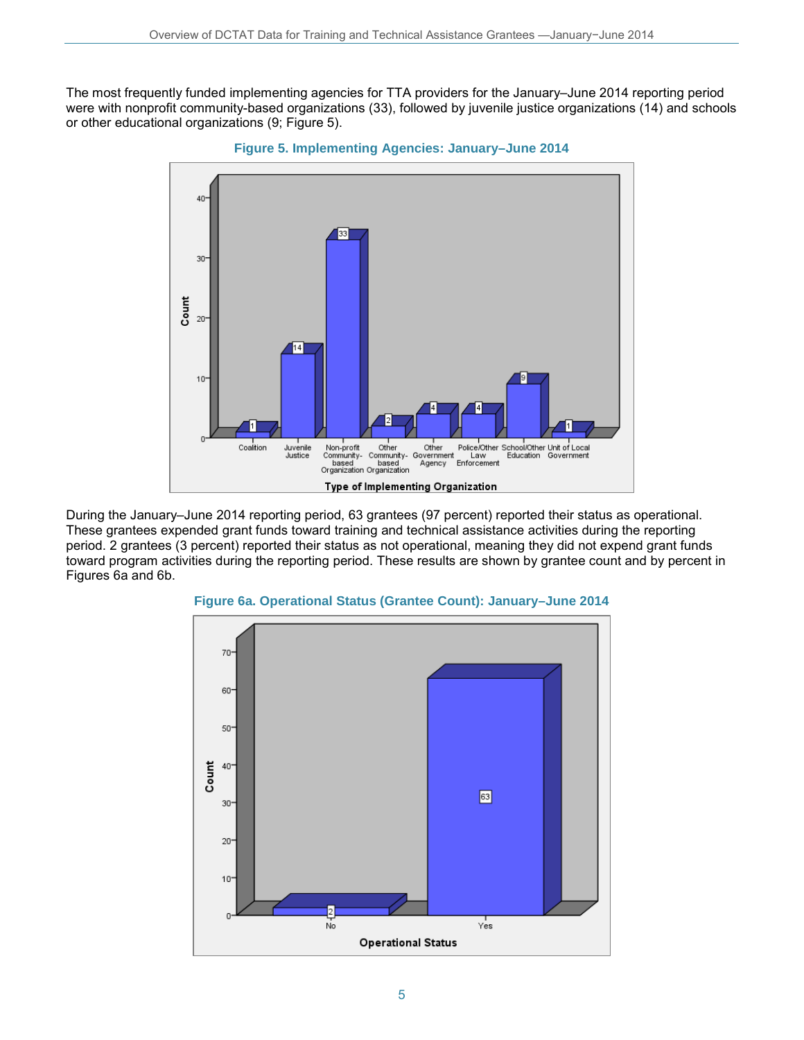The most frequently funded implementing agencies for TTA providers for the January–June 2014 reporting period were with nonprofit community-based organizations (33), followed by juvenile justice organizations (14) and schools or other educational organizations (9; Figure 5).

**Figure 5. Implementing Agencies: January–June 2014**

| Type of Implementing Organization | Count |
|---|---|
| Coalition | 1 |
| Juvenile Justice | 14 |
| Non-profit Community-based Organization | 33 |
| Other Community-based Organization | 2 |
| Other Government Agency | 4 |
| Police/Other Law Enforcement | 4 |
| School/Other Education | 9 |
| Unit of Local Government | 1 |

During the January–June 2014 reporting period, 63 grantees (97 percent) reported their status as operational. These grantees expended grant funds toward training and technical assistance activities during the reporting period. 2 grantees (3 percent) reported their status as not operational, meaning they did not expend grant funds toward program activities during the reporting period. These results are shown by grantee count and by percent in Figures 6a and 6b.

**Figure 6a. Operational Status (Grantee Count): January–June 2014**

| Operational Status | Count |
|---|---|
| No | 2 |
| Yes | 63 |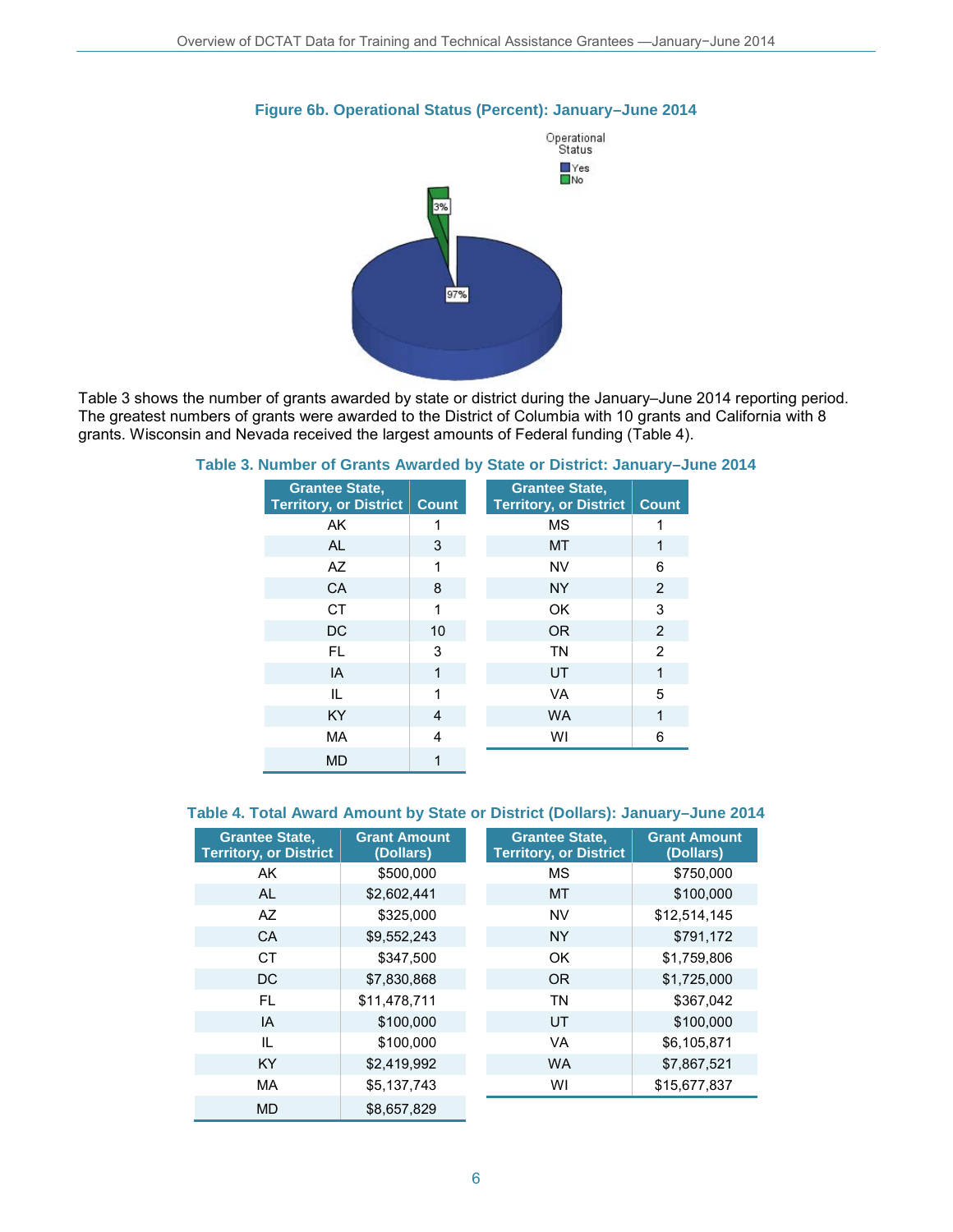**Figure 6b. Operational Status (Percent): January–June 2014**

Table 3 shows the number of grants awarded by state or district during the January–June 2014 reporting period. The greatest numbers of grants were awarded to the District of Columbia with 10 grants and California with 8 grants. Wisconsin and Nevada received the largest amounts of Federal funding (Table 4).

**Table 3. Number of Grants Awarded by State or District: January–June 2014**

| Grantee State, Territory, or District | Count | Grantee State, Territory, or District | Count |
|---|---|---|---|
| AK | 1 | MS | 1 |
| AL | 3 | MT | 1 |
| AZ | 1 | NV | 6 |
| CA | 8 | NY | 2 |
| CT | 1 | OK | 3 |
| DC | 10 | OR | 2 |
| FL | 3 | TN | 2 |
| IA | 1 | UT | 1 |
| IL | 1 | VA | 5 |
| KY | 4 | WA | 1 |
| MA | 4 | WI | 6 |
| MD | 1 | | |

**Table 4. Total Award Amount by State or District (Dollars): January–June 2014**

| Grantee State, Territory, or District | Grant Amount (Dollars) | Grantee State, Territory, or District | Grant Amount (Dollars) |
|---|---|---|---|
| AK | $500,000 | MS | $750,000 |
| AL | $2,602,441 | MT | $100,000 |
| AZ | $325,000 | NV | $12,514,145 |
| CA | $9,552,243 | NY | $791,172 |
| CT | $347,500 | OK | $1,759,806 |
| DC | $7,830,868 | OR | $1,725,000 |
| FL | $11,478,711 | TN | $367,042 |
| IA | $100,000 | UT | $100,000 |
| IL | $100,000 | VA | $6,105,871 |
| KY | $2,419,992 | WA | $7,867,521 |
| MA | $5,137,743 | WI | $15,677,837 |
| MD | $8,657,829 | | |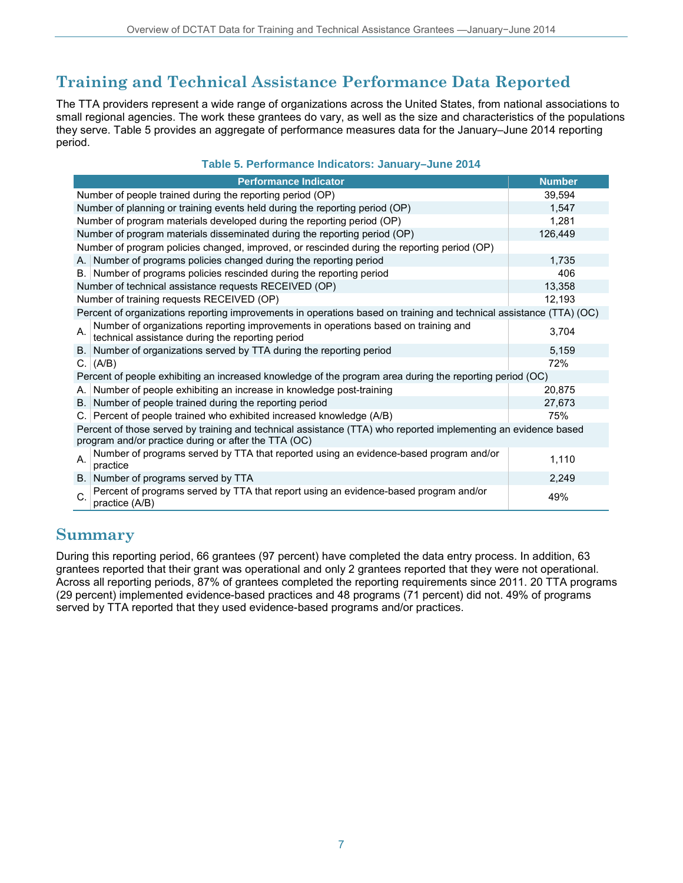## Training and Technical Assistance Performance Data Reported

The TTA providers represent a wide range of organizations across the United States, from national associations to small regional agencies. The work these grantees do vary, as well as the size and characteristics of the populations they serve. Table 5 provides an aggregate of performance measures data for the January–June 2014 reporting period.

**Table 5. Performance Indicators: January–June 2014**

| Performance Indicator | | Number |
|---|---|---|
| Number of people trained during the reporting period (OP) | | 39,594 |
| Number of planning or training events held during the reporting period (OP) | | 1,547 |
| Number of program materials developed during the reporting period (OP) | | 1,281 |
| Number of program materials disseminated during the reporting period (OP) | | 126,449 |
| Number of program policies changed, improved, or rescinded during the reporting period (OP) | | |
| A. | Number of programs policies changed during the reporting period | 1,735 |
| B. | Number of programs policies rescinded during the reporting period | 406 |
| Number of technical assistance requests RECEIVED (OP) | | 13,358 |
| Number of training requests RECEIVED (OP) | | 12,193 |
| Percent of organizations reporting improvements in operations based on training and technical assistance (TTA) (OC) | | |
| A. | Number of organizations reporting improvements in operations based on training and technical assistance during the reporting period | 3,704 |
| B. | Number of organizations served by TTA during the reporting period | 5,159 |
| C. | (A/B) | 72% |
| Percent of people exhibiting an increased knowledge of the program area during the reporting period (OC) | | |
| A. | Number of people exhibiting an increase in knowledge post-training | 20,875 |
| B. | Number of people trained during the reporting period | 27,673 |
| C. | Percent of people trained who exhibited increased knowledge (A/B) | 75% |
| Percent of those served by training and technical assistance (TTA) who reported implementing an evidence based program and/or practice during or after the TTA (OC) | | |
| A. | Number of programs served by TTA that reported using an evidence-based program and/or practice | 1,110 |
| B. | Number of programs served by TTA | 2,249 |
| C. | Percent of programs served by TTA that report using an evidence-based program and/or practice (A/B) | 49% |

## Summary

During this reporting period, 66 grantees (97 percent) have completed the data entry process. In addition, 63 grantees reported that their grant was operational and only 2 grantees reported that they were not operational. Across all reporting periods, 87% of grantees completed the reporting requirements since 2011. 20 TTA programs (29 percent) implemented evidence-based practices and 48 programs (71 percent) did not. 49% of programs served by TTA reported that they used evidence-based programs and/or practices.